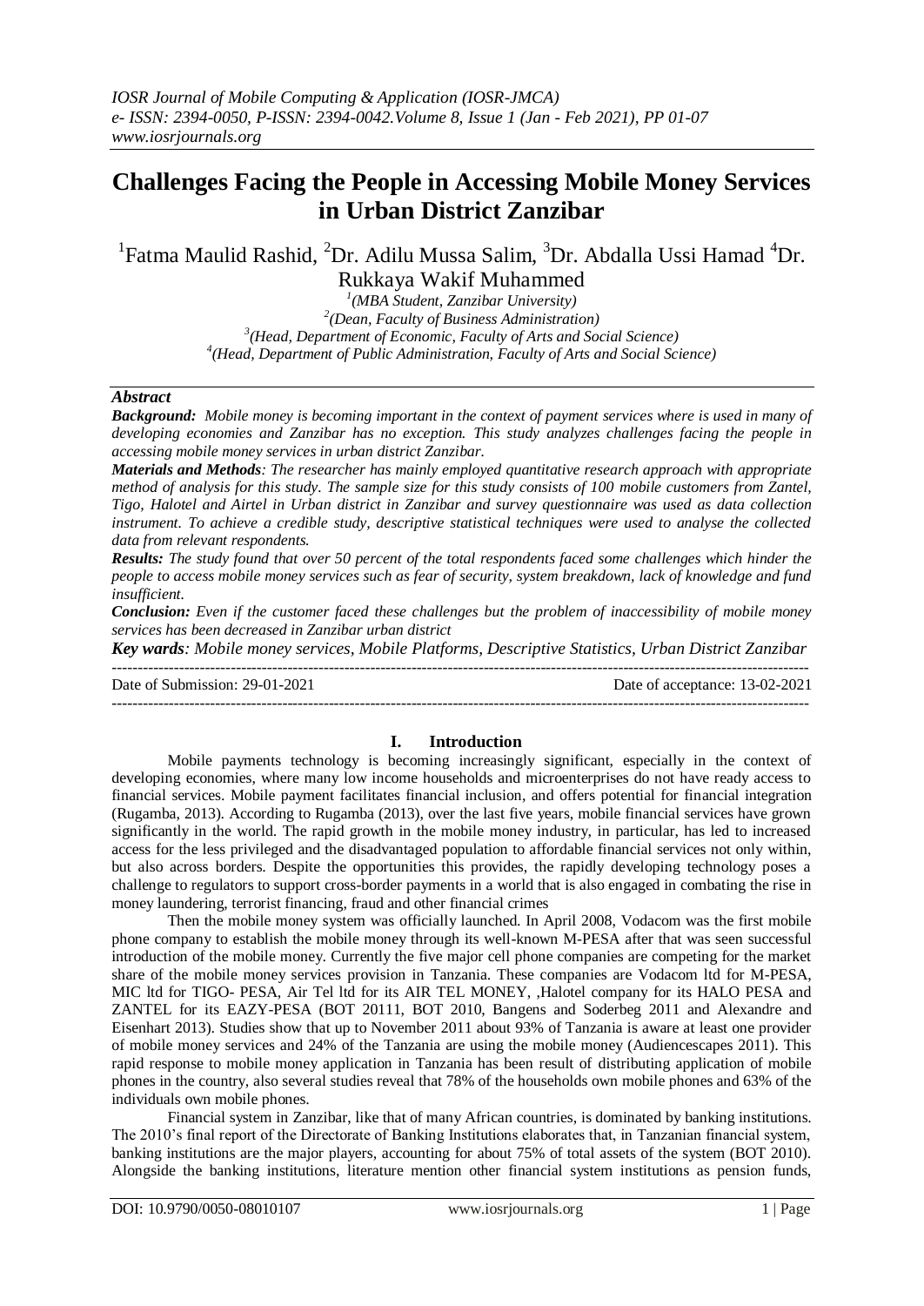# Challenges Facing the People in Accessing Mobile Money Services in Urban District Zanzibar

[1]Fatma Maulid Rashid, [2]Dr. Adilu Mussa Salim, [3]Dr. Abdalla Ussi Hamad [4]Dr. Rukkaya Wakif Muhammed

[1]*(MBA Student, Zanzibar University)*
[2]*(Dean, Faculty of Business Administration)*
[3]*(Head, Department of Economic, Faculty of Arts and Social Science)*
[4]*(Head, Department of Public Administration, Faculty of Arts and Social Science)*

## *Abstract*

***Background:*** *Mobile money is becoming important in the context of payment services where is used in many of developing economies and Zanzibar has no exception. This study analyzes challenges facing the people in accessing mobile money services in urban district Zanzibar.*

***Materials and Methods****: The researcher has mainly employed quantitative research approach with appropriate method of analysis for this study. The sample size for this study consists of 100 mobile customers from Zantel, Tigo, Halotel and Airtel in Urban district in Zanzibar and survey questionnaire was used as data collection instrument. To achieve a credible study, descriptive statistical techniques were used to analyse the collected data from relevant respondents.*

***Results:*** *The study found that over 50 percent of the total respondents faced some challenges which hinder the people to access mobile money services such as fear of security, system breakdown, lack of knowledge and fund insufficient.*

***Conclusion:*** *Even if the customer faced these challenges but the problem of inaccessibility of mobile money services has been decreased in Zanzibar urban district*

***Key words****: Mobile money services, Mobile Platforms, Descriptive Statistics, Urban District Zanzibar*

Date of Submission: 29-01-2021 Date of acceptance: 13-02-2021

## I. Introduction

Mobile payments technology is becoming increasingly significant, especially in the context of developing economies, where many low income households and microenterprises do not have ready access to financial services. Mobile payment facilitates financial inclusion, and offers potential for financial integration (Rugamba, 2013). According to Rugamba (2013), over the last five years, mobile financial services have grown significantly in the world. The rapid growth in the mobile money industry, in particular, has led to increased access for the less privileged and the disadvantaged population to affordable financial services not only within, but also across borders. Despite the opportunities this provides, the rapidly developing technology poses a challenge to regulators to support cross-border payments in a world that is also engaged in combating the rise in money laundering, terrorist financing, fraud and other financial crimes

Then the mobile money system was officially launched. In April 2008, Vodacom was the first mobile phone company to establish the mobile money through its well-known M-PESA after that was seen successful introduction of the mobile money. Currently the five major cell phone companies are competing for the market share of the mobile money services provision in Tanzania. These companies are Vodacom ltd for M-PESA, MIC ltd for TIGO- PESA, Air Tel ltd for its AIR TEL MONEY, ,Halotel company for its HALO PESA and ZANTEL for its EAZY-PESA (BOT 20111, BOT 2010, Bangens and Soderbeg 2011 and Alexandre and Eisenhart 2013). Studies show that up to November 2011 about 93% of Tanzania is aware at least one provider of mobile money services and 24% of the Tanzania are using the mobile money (Audiencescapes 2011). This rapid response to mobile money application in Tanzania has been result of distributing application of mobile phones in the country, also several studies reveal that 78% of the households own mobile phones and 63% of the individuals own mobile phones.

Financial system in Zanzibar, like that of many African countries, is dominated by banking institutions. The 2010's final report of the Directorate of Banking Institutions elaborates that, in Tanzanian financial system, banking institutions are the major players, accounting for about 75% of total assets of the system (BOT 2010). Alongside the banking institutions, literature mention other financial system institutions as pension funds,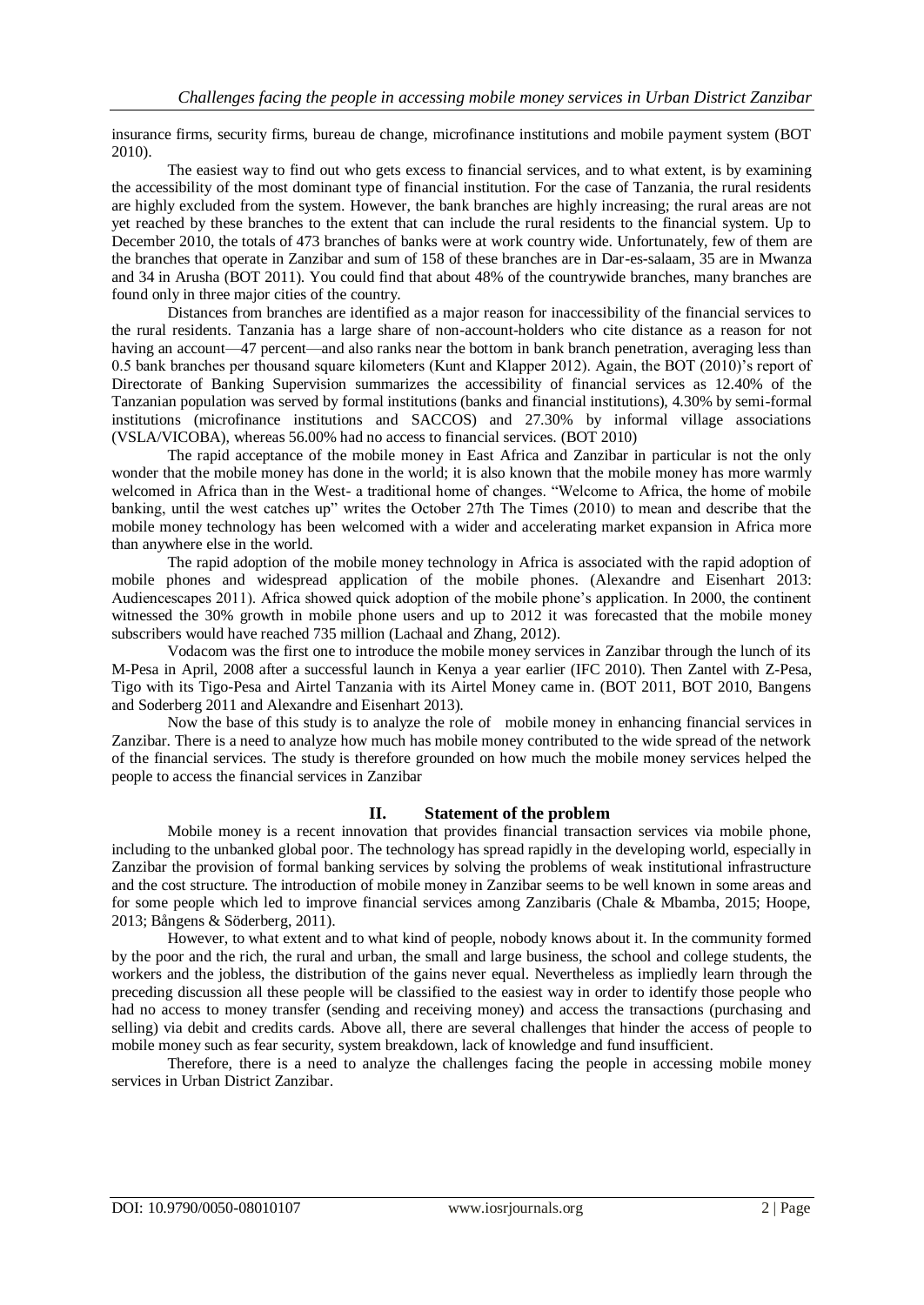insurance firms, security firms, bureau de change, microfinance institutions and mobile payment system (BOT 2010).

The easiest way to find out who gets excess to financial services, and to what extent, is by examining the accessibility of the most dominant type of financial institution. For the case of Tanzania, the rural residents are highly excluded from the system. However, the bank branches are highly increasing; the rural areas are not yet reached by these branches to the extent that can include the rural residents to the financial system. Up to December 2010, the totals of 473 branches of banks were at work country wide. Unfortunately, few of them are the branches that operate in Zanzibar and sum of 158 of these branches are in Dar-es-salaam, 35 are in Mwanza and 34 in Arusha (BOT 2011). You could find that about 48% of the countrywide branches, many branches are found only in three major cities of the country.

Distances from branches are identified as a major reason for inaccessibility of the financial services to the rural residents. Tanzania has a large share of non-account-holders who cite distance as a reason for not having an account—47 percent—and also ranks near the bottom in bank branch penetration, averaging less than 0.5 bank branches per thousand square kilometers (Kunt and Klapper 2012). Again, the BOT (2010)'s report of Directorate of Banking Supervision summarizes the accessibility of financial services as 12.40% of the Tanzanian population was served by formal institutions (banks and financial institutions), 4.30% by semi-formal institutions (microfinance institutions and SACCOS) and 27.30% by informal village associations (VSLA/VICOBA), whereas 56.00% had no access to financial services. (BOT 2010)

The rapid acceptance of the mobile money in East Africa and Zanzibar in particular is not the only wonder that the mobile money has done in the world; it is also known that the mobile money has more warmly welcomed in Africa than in the West- a traditional home of changes. "Welcome to Africa, the home of mobile banking, until the west catches up" writes the October 27th The Times (2010) to mean and describe that the mobile money technology has been welcomed with a wider and accelerating market expansion in Africa more than anywhere else in the world.

The rapid adoption of the mobile money technology in Africa is associated with the rapid adoption of mobile phones and widespread application of the mobile phones. (Alexandre and Eisenhart 2013: Audiencescapes 2011). Africa showed quick adoption of the mobile phone's application. In 2000, the continent witnessed the 30% growth in mobile phone users and up to 2012 it was forecasted that the mobile money subscribers would have reached 735 million (Lachaal and Zhang, 2012).

Vodacom was the first one to introduce the mobile money services in Zanzibar through the lunch of its M-Pesa in April, 2008 after a successful launch in Kenya a year earlier (IFC 2010). Then Zantel with Z-Pesa, Tigo with its Tigo-Pesa and Airtel Tanzania with its Airtel Money came in. (BOT 2011, BOT 2010, Bangens and Soderberg 2011 and Alexandre and Eisenhart 2013).

Now the base of this study is to analyze the role of mobile money in enhancing financial services in Zanzibar. There is a need to analyze how much has mobile money contributed to the wide spread of the network of the financial services. The study is therefore grounded on how much the mobile money services helped the people to access the financial services in Zanzibar

## II. Statement of the problem

Mobile money is a recent innovation that provides financial transaction services via mobile phone, including to the unbanked global poor. The technology has spread rapidly in the developing world, especially in Zanzibar the provision of formal banking services by solving the problems of weak institutional infrastructure and the cost structure. The introduction of mobile money in Zanzibar seems to be well known in some areas and for some people which led to improve financial services among Zanzibaris (Chale & Mbamba, 2015; Hoope, 2013; Bångens & Söderberg, 2011).

However, to what extent and to what kind of people, nobody knows about it. In the community formed by the poor and the rich, the rural and urban, the small and large business, the school and college students, the workers and the jobless, the distribution of the gains never equal. Nevertheless as impliedly learn through the preceding discussion all these people will be classified to the easiest way in order to identify those people who had no access to money transfer (sending and receiving money) and access the transactions (purchasing and selling) via debit and credits cards. Above all, there are several challenges that hinder the access of people to mobile money such as fear security, system breakdown, lack of knowledge and fund insufficient.

Therefore, there is a need to analyze the challenges facing the people in accessing mobile money services in Urban District Zanzibar.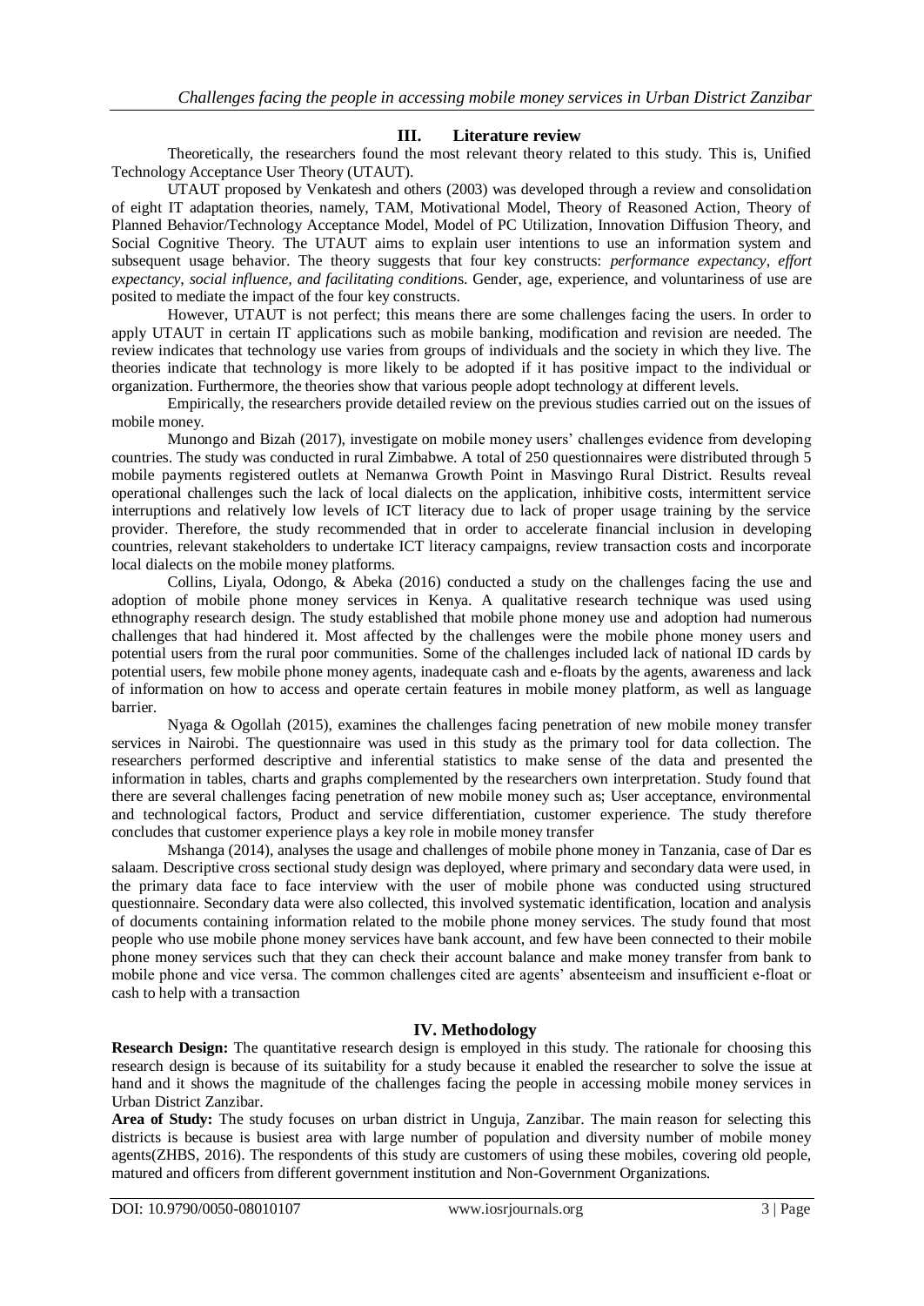## III. Literature review

Theoretically, the researchers found the most relevant theory related to this study. This is, Unified Technology Acceptance User Theory (UTAUT).

UTAUT proposed by Venkatesh and others (2003) was developed through a review and consolidation of eight IT adaptation theories, namely, TAM, Motivational Model, Theory of Reasoned Action, Theory of Planned Behavior/Technology Acceptance Model, Model of PC Utilization, Innovation Diffusion Theory, and Social Cognitive Theory. The UTAUT aims to explain user intentions to use an information system and subsequent usage behavior. The theory suggests that four key constructs: *performance expectancy, effort expectancy, social influence, and facilitating condition*s. Gender, age, experience, and voluntariness of use are posited to mediate the impact of the four key constructs.

However, UTAUT is not perfect; this means there are some challenges facing the users. In order to apply UTAUT in certain IT applications such as mobile banking, modification and revision are needed. The review indicates that technology use varies from groups of individuals and the society in which they live. The theories indicate that technology is more likely to be adopted if it has positive impact to the individual or organization. Furthermore, the theories show that various people adopt technology at different levels.

Empirically, the researchers provide detailed review on the previous studies carried out on the issues of mobile money.

Munongo and Bizah (2017), investigate on mobile money users' challenges evidence from developing countries. The study was conducted in rural Zimbabwe. A total of 250 questionnaires were distributed through 5 mobile payments registered outlets at Nemanwa Growth Point in Masvingo Rural District. Results reveal operational challenges such the lack of local dialects on the application, inhibitive costs, intermittent service interruptions and relatively low levels of ICT literacy due to lack of proper usage training by the service provider. Therefore, the study recommended that in order to accelerate financial inclusion in developing countries, relevant stakeholders to undertake ICT literacy campaigns, review transaction costs and incorporate local dialects on the mobile money platforms.

Collins, Liyala, Odongo, & Abeka (2016) conducted a study on the challenges facing the use and adoption of mobile phone money services in Kenya. A qualitative research technique was used using ethnography research design. The study established that mobile phone money use and adoption had numerous challenges that had hindered it. Most affected by the challenges were the mobile phone money users and potential users from the rural poor communities. Some of the challenges included lack of national ID cards by potential users, few mobile phone money agents, inadequate cash and e-floats by the agents, awareness and lack of information on how to access and operate certain features in mobile money platform, as well as language barrier.

Nyaga & Ogollah (2015), examines the challenges facing penetration of new mobile money transfer services in Nairobi. The questionnaire was used in this study as the primary tool for data collection. The researchers performed descriptive and inferential statistics to make sense of the data and presented the information in tables, charts and graphs complemented by the researchers own interpretation. Study found that there are several challenges facing penetration of new mobile money such as; User acceptance, environmental and technological factors, Product and service differentiation, customer experience. The study therefore concludes that customer experience plays a key role in mobile money transfer

Mshanga (2014), analyses the usage and challenges of mobile phone money in Tanzania, case of Dar es salaam. Descriptive cross sectional study design was deployed, where primary and secondary data were used, in the primary data face to face interview with the user of mobile phone was conducted using structured questionnaire. Secondary data were also collected, this involved systematic identification, location and analysis of documents containing information related to the mobile phone money services. The study found that most people who use mobile phone money services have bank account, and few have been connected to their mobile phone money services such that they can check their account balance and make money transfer from bank to mobile phone and vice versa. The common challenges cited are agents' absenteeism and insufficient e-float or cash to help with a transaction

## IV. Methodology

**Research Design:** The quantitative research design is employed in this study. The rationale for choosing this research design is because of its suitability for a study because it enabled the researcher to solve the issue at hand and it shows the magnitude of the challenges facing the people in accessing mobile money services in Urban District Zanzibar.

**Area of Study:** The study focuses on urban district in Unguja, Zanzibar. The main reason for selecting this districts is because is busiest area with large number of population and diversity number of mobile money agents(ZHBS, 2016). The respondents of this study are customers of using these mobiles, covering old people, matured and officers from different government institution and Non-Government Organizations.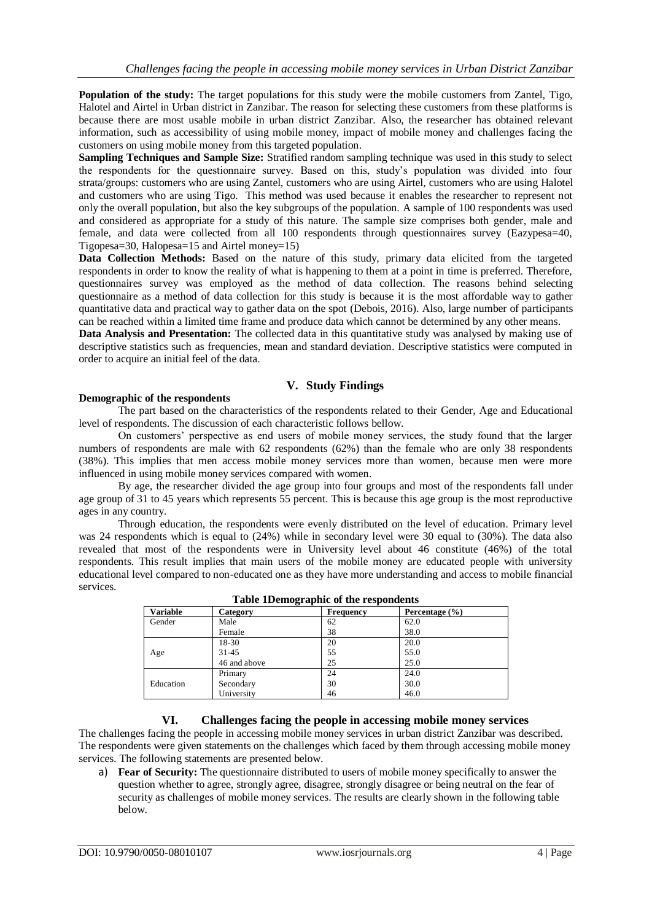**Population of the study:** The target populations for this study were the mobile customers from Zantel, Tigo, Halotel and Airtel in Urban district in Zanzibar. The reason for selecting these customers from these platforms is because there are most usable mobile in urban district Zanzibar. Also, the researcher has obtained relevant information, such as accessibility of using mobile money, impact of mobile money and challenges facing the customers on using mobile money from this targeted population.

**Sampling Techniques and Sample Size:** Stratified random sampling technique was used in this study to select the respondents for the questionnaire survey. Based on this, study's population was divided into four strata/groups: customers who are using Zantel, customers who are using Airtel, customers who are using Halotel and customers who are using Tigo. This method was used because it enables the researcher to represent not only the overall population, but also the key subgroups of the population. A sample of 100 respondents was used and considered as appropriate for a study of this nature. The sample size comprises both gender, male and female, and data were collected from all 100 respondents through questionnaires survey (Eazypesa=40, Tigopesa=30, Halopesa=15 and Airtel money=15)

**Data Collection Methods:** Based on the nature of this study, primary data elicited from the targeted respondents in order to know the reality of what is happening to them at a point in time is preferred. Therefore, questionnaires survey was employed as the method of data collection. The reasons behind selecting questionnaire as a method of data collection for this study is because it is the most affordable way to gather quantitative data and practical way to gather data on the spot (Debois, 2016). Also, large number of participants can be reached within a limited time frame and produce data which cannot be determined by any other means.

**Data Analysis and Presentation:** The collected data in this quantitative study was analysed by making use of descriptive statistics such as frequencies, mean and standard deviation. Descriptive statistics were computed in order to acquire an initial feel of the data.

## V. Study Findings

**Demographic of the respondents**

The part based on the characteristics of the respondents related to their Gender, Age and Educational level of respondents. The discussion of each characteristic follows bellow.

On customers' perspective as end users of mobile money services, the study found that the larger numbers of respondents are male with 62 respondents (62%) than the female who are only 38 respondents (38%). This implies that men access mobile money services more than women, because men were more influenced in using mobile money services compared with women.

By age, the researcher divided the age group into four groups and most of the respondents fall under age group of 31 to 45 years which represents 55 percent. This is because this age group is the most reproductive ages in any country.

Through education, the respondents were evenly distributed on the level of education. Primary level was 24 respondents which is equal to (24%) while in secondary level were 30 equal to (30%). The data also revealed that most of the respondents were in University level about 46 constitute (46%) of the total respondents. This result implies that main users of the mobile money are educated people with university educational level compared to non-educated one as they have more understanding and access to mobile financial services.

**Table 1Demographic of the respondents**

| Variable | Category | Frequency | Percentage (%) |
|---|---|---|---|
| Gender | Male | 62 | 62.0 |
| | Female | 38 | 38.0 |
| Age | 18-30 | 20 | 20.0 |
| | 31-45 | 55 | 55.0 |
| | 46 and above | 25 | 25.0 |
| Education | Primary | 24 | 24.0 |
| | Secondary | 30 | 30.0 |
| | University | 46 | 46.0 |

## VI. Challenges facing the people in accessing mobile money services

The challenges facing the people in accessing mobile money services in urban district Zanzibar was described. The respondents were given statements on the challenges which faced by them through accessing mobile money services. The following statements are presented below.

a) **Fear of Security:** The questionnaire distributed to users of mobile money specifically to answer the question whether to agree, strongly agree, disagree, strongly disagree or being neutral on the fear of security as challenges of mobile money services. The results are clearly shown in the following table below.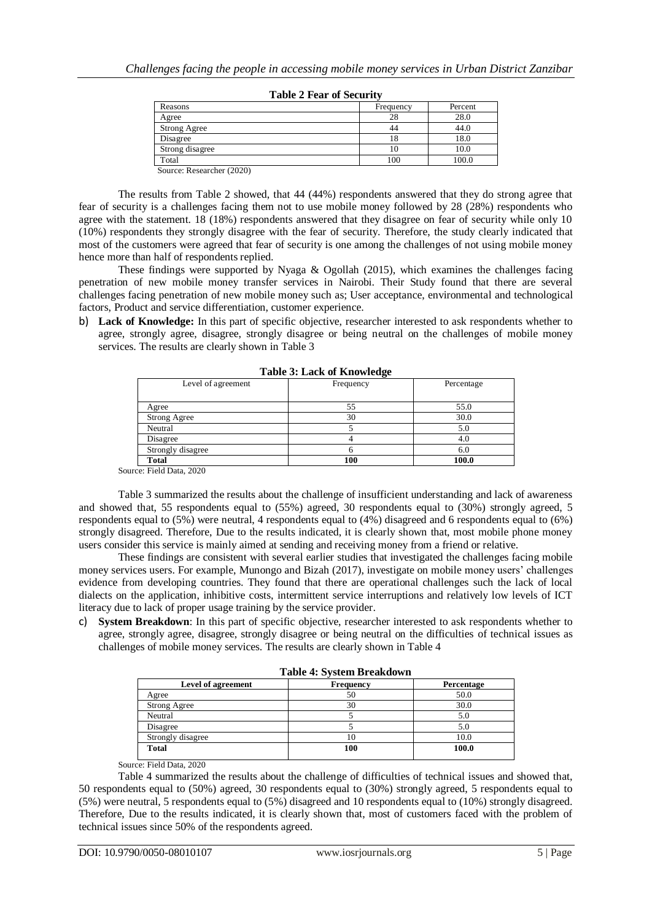**Table 2 Fear of Security**

| Reasons | Frequency | Percent |
|---|---|---|
| Agree | 28 | 28.0 |
| Strong Agree | 44 | 44.0 |
| Disagree | 18 | 18.0 |
| Strong disagree | 10 | 10.0 |
| Total | 100 | 100.0 |

Source: Researcher (2020)

The results from Table 2 showed, that 44 (44%) respondents answered that they do strong agree that fear of security is a challenges facing them not to use mobile money followed by 28 (28%) respondents who agree with the statement. 18 (18%) respondents answered that they disagree on fear of security while only 10 (10%) respondents they strongly disagree with the fear of security. Therefore, the study clearly indicated that most of the customers were agreed that fear of security is one among the challenges of not using mobile money hence more than half of respondents replied.

These findings were supported by Nyaga & Ogollah (2015), which examines the challenges facing penetration of new mobile money transfer services in Nairobi. Their Study found that there are several challenges facing penetration of new mobile money such as; User acceptance, environmental and technological factors, Product and service differentiation, customer experience.

b) **Lack of Knowledge:** In this part of specific objective, researcher interested to ask respondents whether to agree, strongly agree, disagree, strongly disagree or being neutral on the challenges of mobile money services. The results are clearly shown in Table 3

**Table 3: Lack of Knowledge**

| Level of agreement | Frequency | Percentage |
|---|---|---|
| Agree | 55 | 55.0 |
| Strong Agree | 30 | 30.0 |
| Neutral | 5 | 5.0 |
| Disagree | 4 | 4.0 |
| Strongly disagree | 6 | 6.0 |
| **Total** | **100** | **100.0** |

Source: Field Data, 2020

Table 3 summarized the results about the challenge of insufficient understanding and lack of awareness and showed that, 55 respondents equal to (55%) agreed, 30 respondents equal to (30%) strongly agreed, 5 respondents equal to (5%) were neutral, 4 respondents equal to (4%) disagreed and 6 respondents equal to (6%) strongly disagreed. Therefore, Due to the results indicated, it is clearly shown that, most mobile phone money users consider this service is mainly aimed at sending and receiving money from a friend or relative.

These findings are consistent with several earlier studies that investigated the challenges facing mobile money services users. For example, Munongo and Bizah (2017), investigate on mobile money users' challenges evidence from developing countries. They found that there are operational challenges such the lack of local dialects on the application, inhibitive costs, intermittent service interruptions and relatively low levels of ICT literacy due to lack of proper usage training by the service provider.

c) **System Breakdown**: In this part of specific objective, researcher interested to ask respondents whether to agree, strongly agree, disagree, strongly disagree or being neutral on the difficulties of technical issues as challenges of mobile money services. The results are clearly shown in Table 4

**Table 4: System Breakdown**

| **Level of agreement** | **Frequency** | **Percentage** |
|---|---|---|
| Agree | 50 | 50.0 |
| Strong Agree | 30 | 30.0 |
| Neutral | 5 | 5.0 |
| Disagree | 5 | 5.0 |
| Strongly disagree | 10 | 10.0 |
| **Total** | **100** | **100.0** |

Source: Field Data, 2020

Table 4 summarized the results about the challenge of difficulties of technical issues and showed that, 50 respondents equal to (50%) agreed, 30 respondents equal to (30%) strongly agreed, 5 respondents equal to (5%) were neutral, 5 respondents equal to (5%) disagreed and 10 respondents equal to (10%) strongly disagreed. Therefore, Due to the results indicated, it is clearly shown that, most of customers faced with the problem of technical issues since 50% of the respondents agreed.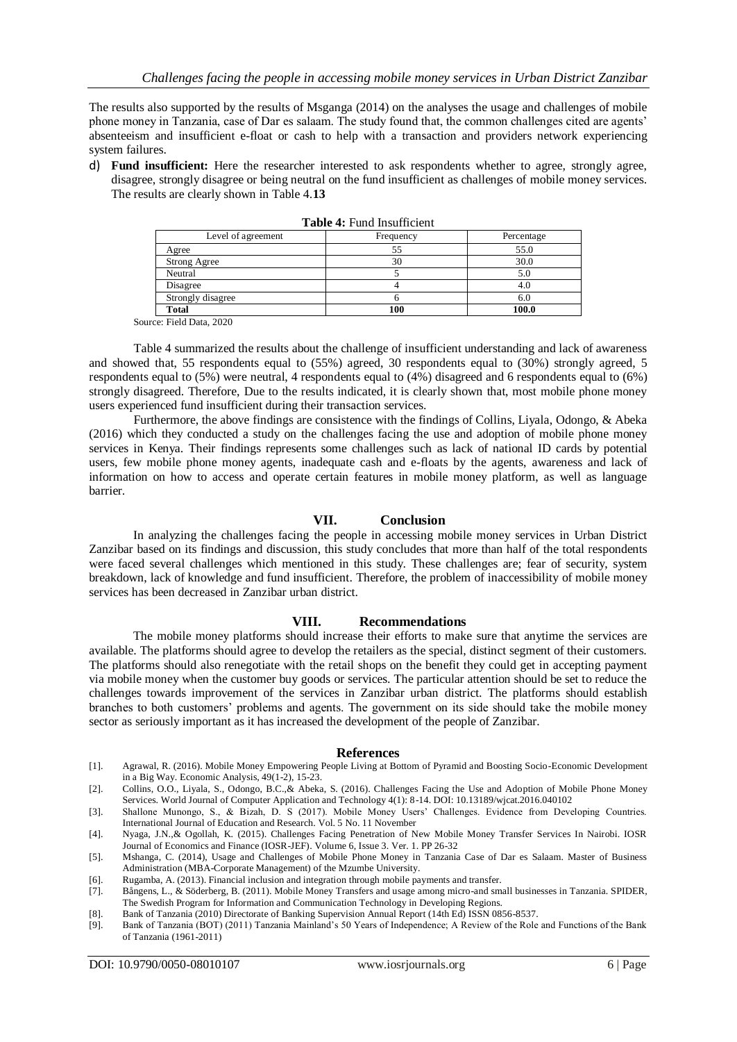The results also supported by the results of Msganga (2014) on the analyses the usage and challenges of mobile phone money in Tanzania, case of Dar es salaam. The study found that, the common challenges cited are agents' absenteeism and insufficient e-float or cash to help with a transaction and providers network experiencing system failures.

d) **Fund insufficient:** Here the researcher interested to ask respondents whether to agree, strongly agree, disagree, strongly disagree or being neutral on the fund insufficient as challenges of mobile money services. The results are clearly shown in Table 4.**13**

**Table 4:** Fund Insufficient

| Level of agreement | Frequency | Percentage |
|---|---|---|
| Agree | 55 | 55.0 |
| Strong Agree | 30 | 30.0 |
| Neutral | 5 | 5.0 |
| Disagree | 4 | 4.0 |
| Strongly disagree | 6 | 6.0 |
| **Total** | **100** | **100.0** |

Source: Field Data, 2020

Table 4 summarized the results about the challenge of insufficient understanding and lack of awareness and showed that, 55 respondents equal to (55%) agreed, 30 respondents equal to (30%) strongly agreed, 5 respondents equal to (5%) were neutral, 4 respondents equal to (4%) disagreed and 6 respondents equal to (6%) strongly disagreed. Therefore, Due to the results indicated, it is clearly shown that, most mobile phone money users experienced fund insufficient during their transaction services.

Furthermore, the above findings are consistence with the findings of Collins, Liyala, Odongo, & Abeka (2016) which they conducted a study on the challenges facing the use and adoption of mobile phone money services in Kenya. Their findings represents some challenges such as lack of national ID cards by potential users, few mobile phone money agents, inadequate cash and e-floats by the agents, awareness and lack of information on how to access and operate certain features in mobile money platform, as well as language barrier.

## VII. Conclusion

In analyzing the challenges facing the people in accessing mobile money services in Urban District Zanzibar based on its findings and discussion, this study concludes that more than half of the total respondents were faced several challenges which mentioned in this study. These challenges are; fear of security, system breakdown, lack of knowledge and fund insufficient. Therefore, the problem of inaccessibility of mobile money services has been decreased in Zanzibar urban district.

## VIII. Recommendations

The mobile money platforms should increase their efforts to make sure that anytime the services are available. The platforms should agree to develop the retailers as the special, distinct segment of their customers. The platforms should also renegotiate with the retail shops on the benefit they could get in accepting payment via mobile money when the customer buy goods or services. The particular attention should be set to reduce the challenges towards improvement of the services in Zanzibar urban district. The platforms should establish branches to both customers' problems and agents. The government on its side should take the mobile money sector as seriously important as it has increased the development of the people of Zanzibar.

## References

[1]. Agrawal, R. (2016). Mobile Money Empowering People Living at Bottom of Pyramid and Boosting Socio-Economic Development in a Big Way. Economic Analysis, 49(1-2), 15-23.

[2]. Collins, O.O., Liyala, S., Odongo, B.C.,& Abeka, S. (2016). Challenges Facing the Use and Adoption of Mobile Phone Money Services. World Journal of Computer Application and Technology 4(1): 8-14. DOI: 10.13189/wjcat.2016.040102

[3]. Shallone Munongo, S., & Bizah, D. S (2017). Mobile Money Users' Challenges. Evidence from Developing Countries. International Journal of Education and Research. Vol. 5 No. 11 November

[4]. Nyaga, J.N.,& Ogollah, K. (2015). Challenges Facing Penetration of New Mobile Money Transfer Services In Nairobi. IOSR Journal of Economics and Finance (IOSR-JEF). Volume 6, Issue 3. Ver. 1. PP 26-32

[5]. Mshanga, C. (2014), Usage and Challenges of Mobile Phone Money in Tanzania Case of Dar es Salaam. Master of Business Administration (MBA-Corporate Management) of the Mzumbe University.

[6]. Rugamba, A. (2013). Financial inclusion and integration through mobile payments and transfer.

[7]. Bångens, L., & Söderberg, B. (2011). Mobile Money Transfers and usage among micro-and small businesses in Tanzania. SPIDER, The Swedish Program for Information and Communication Technology in Developing Regions.

[8]. Bank of Tanzania (2010) Directorate of Banking Supervision Annual Report (14th Ed) ISSN 0856-8537.

[9]. Bank of Tanzania (BOT) (2011) Tanzania Mainland's 50 Years of Independence; A Review of the Role and Functions of the Bank of Tanzania (1961-2011)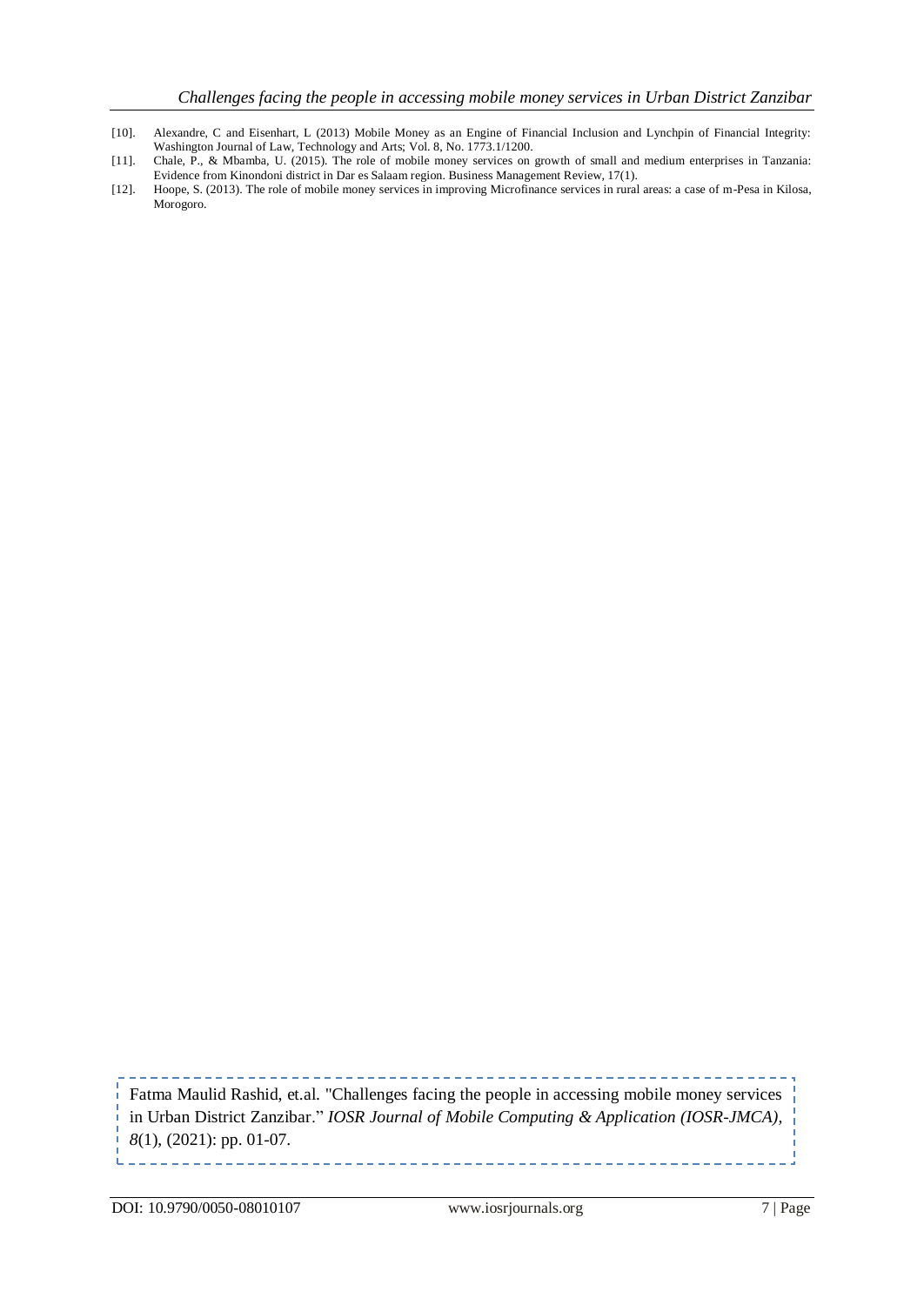[10]. Alexandre, C and Eisenhart, L (2013) Mobile Money as an Engine of Financial Inclusion and Lynchpin of Financial Integrity: Washington Journal of Law, Technology and Arts; Vol. 8, No. 1773.1/1200.

[11]. Chale, P., & Mbamba, U. (2015). The role of mobile money services on growth of small and medium enterprises in Tanzania: Evidence from Kinondoni district in Dar es Salaam region. Business Management Review, 17(1).

[12]. Hoope, S. (2013). The role of mobile money services in improving Microfinance services in rural areas: a case of m-Pesa in Kilosa, Morogoro.

Fatma Maulid Rashid, et.al. "Challenges facing the people in accessing mobile money services in Urban District Zanzibar." *IOSR Journal of Mobile Computing & Application (IOSR-JMCA), 8*(1), (2021): pp. 01-07.